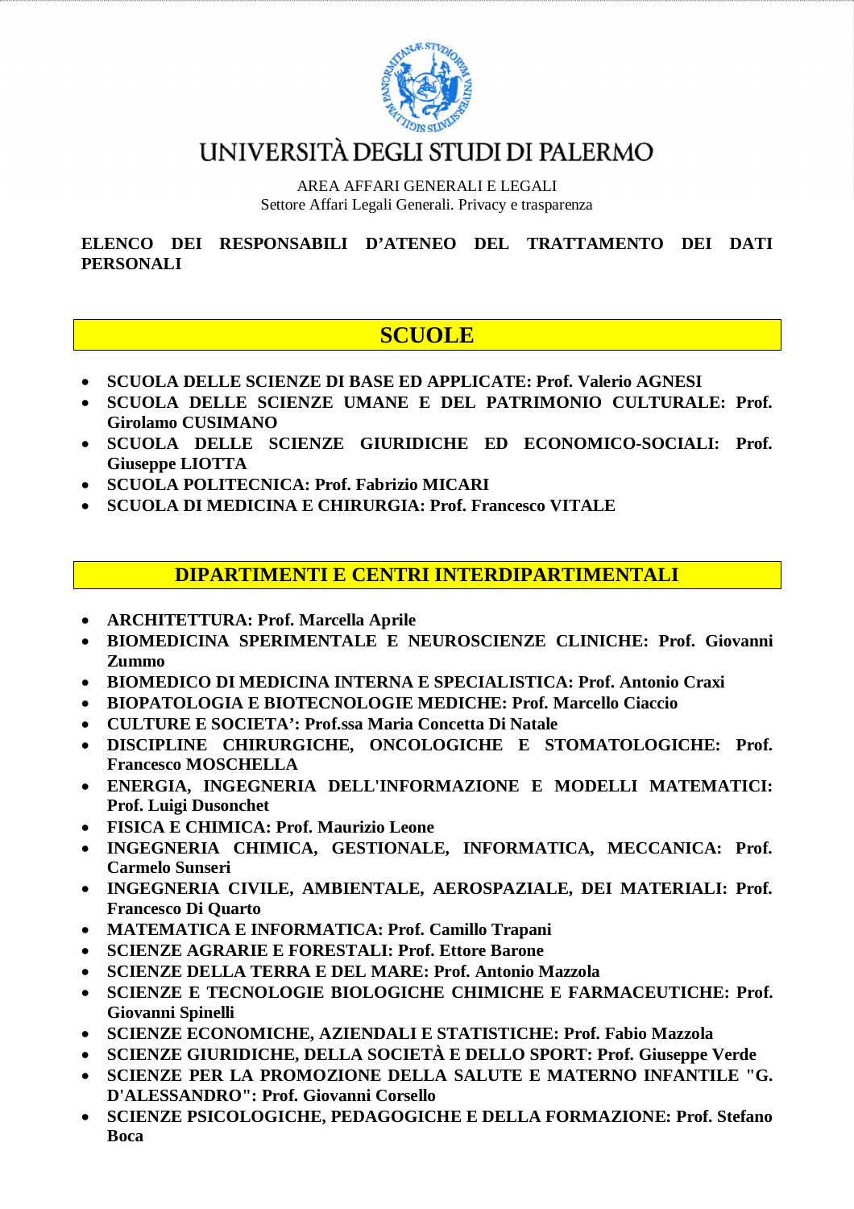# UNIVERSITÀ DEGLI STUDI DI PALERMO

AREA AFFARI GENERALI E LEGALI
Settore Affari Legali Generali. Privacy e trasparenza

**ELENCO DEI RESPONSABILI D'ATENEO DEL TRATTAMENTO DEI DATI PERSONALI**

## SCUOLE

- **SCUOLA DELLE SCIENZE DI BASE ED APPLICATE: Prof. Valerio AGNESI**
- **SCUOLA DELLE SCIENZE UMANE E DEL PATRIMONIO CULTURALE: Prof. Girolamo CUSIMANO**
- **SCUOLA DELLE SCIENZE GIURIDICHE ED ECONOMICO-SOCIALI: Prof. Giuseppe LIOTTA**
- **SCUOLA POLITECNICA: Prof. Fabrizio MICARI**
- **SCUOLA DI MEDICINA E CHIRURGIA: Prof. Francesco VITALE**

## DIPARTIMENTI E CENTRI INTERDIPARTIMENTALI

- **ARCHITETTURA: Prof. Marcella Aprile**
- **BIOMEDICINA SPERIMENTALE E NEUROSCIENZE CLINICHE: Prof. Giovanni Zummo**
- **BIOMEDICO DI MEDICINA INTERNA E SPECIALISTICA: Prof. Antonio Craxi**
- **BIOPATOLOGIA E BIOTECNOLOGIE MEDICHE: Prof. Marcello Ciaccio**
- **CULTURE E SOCIETA': Prof.ssa Maria Concetta Di Natale**
- **DISCIPLINE CHIRURGICHE, ONCOLOGICHE E STOMATOLOGICHE: Prof. Francesco MOSCHELLA**
- **ENERGIA, INGEGNERIA DELL'INFORMAZIONE E MODELLI MATEMATICI: Prof. Luigi Dusonchet**
- **FISICA E CHIMICA: Prof. Maurizio Leone**
- **INGEGNERIA CHIMICA, GESTIONALE, INFORMATICA, MECCANICA: Prof. Carmelo Sunseri**
- **INGEGNERIA CIVILE, AMBIENTALE, AEROSPAZIALE, DEI MATERIALI: Prof. Francesco Di Quarto**
- **MATEMATICA E INFORMATICA: Prof. Camillo Trapani**
- **SCIENZE AGRARIE E FORESTALI: Prof. Ettore Barone**
- **SCIENZE DELLA TERRA E DEL MARE: Prof. Antonio Mazzola**
- **SCIENZE E TECNOLOGIE BIOLOGICHE CHIMICHE E FARMACEUTICHE: Prof. Giovanni Spinelli**
- **SCIENZE ECONOMICHE, AZIENDALI E STATISTICHE: Prof. Fabio Mazzola**
- **SCIENZE GIURIDICHE, DELLA SOCIETÀ E DELLO SPORT: Prof. Giuseppe Verde**
- **SCIENZE PER LA PROMOZIONE DELLA SALUTE E MATERNO INFANTILE "G. D'ALESSANDRO": Prof. Giovanni Corsello**
- **SCIENZE PSICOLOGICHE, PEDAGOGICHE E DELLA FORMAZIONE: Prof. Stefano Boca**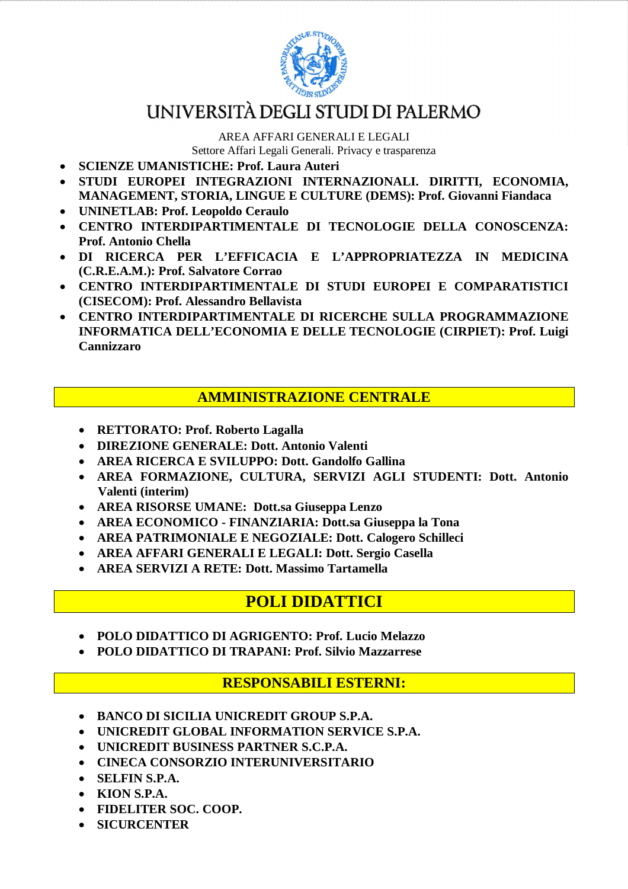UNIVERSITÀ DEGLI STUDI DI PALERMO

AREA AFFARI GENERALI E LEGALI
Settore Affari Legali Generali. Privacy e trasparenza

- **SCIENZE UMANISTICHE: Prof. Laura Auteri**
- **STUDI EUROPEI INTEGRAZIONI INTERNAZIONALI. DIRITTI, ECONOMIA, MANAGEMENT, STORIA, LINGUE E CULTURE (DEMS): Prof. Giovanni Fiandaca**
- **UNINETLAB: Prof. Leopoldo Ceraulo**
- **CENTRO INTERDIPARTIMENTALE DI TECNOLOGIE DELLA CONOSCENZA: Prof. Antonio Chella**
- **DI RICERCA PER L'EFFICACIA E L'APPROPRIATEZZA IN MEDICINA (C.R.E.A.M.): Prof. Salvatore Corrao**
- **CENTRO INTERDIPARTIMENTALE DI STUDI EUROPEI E COMPARATISTICI (CISECOM): Prof. Alessandro Bellavista**
- **CENTRO INTERDIPARTIMENTALE DI RICERCHE SULLA PROGRAMMAZIONE INFORMATICA DELL'ECONOMIA E DELLE TECNOLOGIE (CIRPIET): Prof. Luigi Cannizzaro**

## AMMINISTRAZIONE CENTRALE

- **RETTORATO: Prof. Roberto Lagalla**
- **DIREZIONE GENERALE: Dott. Antonio Valenti**
- **AREA RICERCA E SVILUPPO: Dott. Gandolfo Gallina**
- **AREA FORMAZIONE, CULTURA, SERVIZI AGLI STUDENTI: Dott. Antonio Valenti (interim)**
- **AREA RISORSE UMANE: Dott.sa Giuseppa Lenzo**
- **AREA ECONOMICO - FINANZIARIA: Dott.sa Giuseppa la Tona**
- **AREA PATRIMONIALE E NEGOZIALE: Dott. Calogero Schilleci**
- **AREA AFFARI GENERALI E LEGALI: Dott. Sergio Casella**
- **AREA SERVIZI A RETE: Dott. Massimo Tartamella**

## POLI DIDATTICI

- **POLO DIDATTICO DI AGRIGENTO: Prof. Lucio Melazzo**
- **POLO DIDATTICO DI TRAPANI: Prof. Silvio Mazzarrese**

## RESPONSABILI ESTERNI:

- **BANCO DI SICILIA UNICREDIT GROUP S.P.A.**
- **UNICREDIT GLOBAL INFORMATION SERVICE S.P.A.**
- **UNICREDIT BUSINESS PARTNER S.C.P.A.**
- **CINECA CONSORZIO INTERUNIVERSITARIO**
- **SELFIN S.P.A.**
- **KION S.P.A.**
- **FIDELITER SOC. COOP.**
- **SICURCENTER**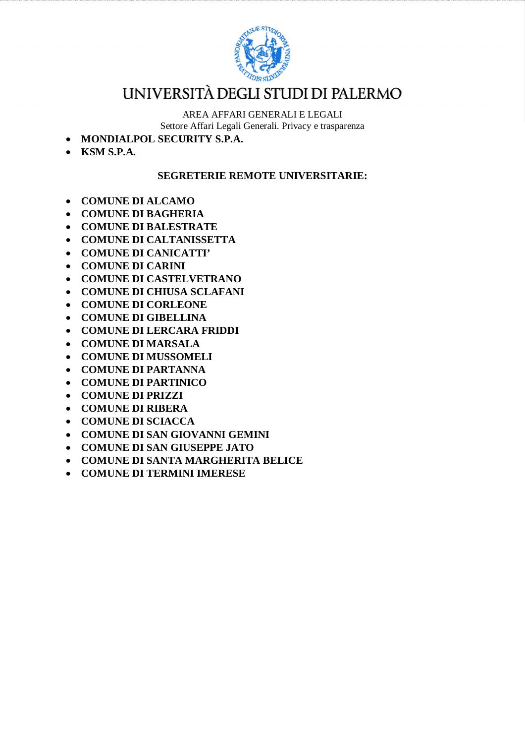# UNIVERSITÀ DEGLI STUDI DI PALERMO

AREA AFFARI GENERALI E LEGALI
Settore Affari Legali Generali. Privacy e trasparenza

- **MONDIALPOL SECURITY S.P.A.**
- **KSM S.P.A.**

**SEGRETERIE REMOTE UNIVERSITARIE:**

- **COMUNE DI ALCAMO**
- **COMUNE DI BAGHERIA**
- **COMUNE DI BALESTRATE**
- **COMUNE DI CALTANISSETTA**
- **COMUNE DI CANICATTI'**
- **COMUNE DI CARINI**
- **COMUNE DI CASTELVETRANO**
- **COMUNE DI CHIUSA SCLAFANI**
- **COMUNE DI CORLEONE**
- **COMUNE DI GIBELLINA**
- **COMUNE DI LERCARA FRIDDI**
- **COMUNE DI MARSALA**
- **COMUNE DI MUSSOMELI**
- **COMUNE DI PARTANNA**
- **COMUNE DI PARTINICO**
- **COMUNE DI PRIZZI**
- **COMUNE DI RIBERA**
- **COMUNE DI SCIACCA**
- **COMUNE DI SAN GIOVANNI GEMINI**
- **COMUNE DI SAN GIUSEPPE JATO**
- **COMUNE DI SANTA MARGHERITA BELICE**
- **COMUNE DI TERMINI IMERESE**